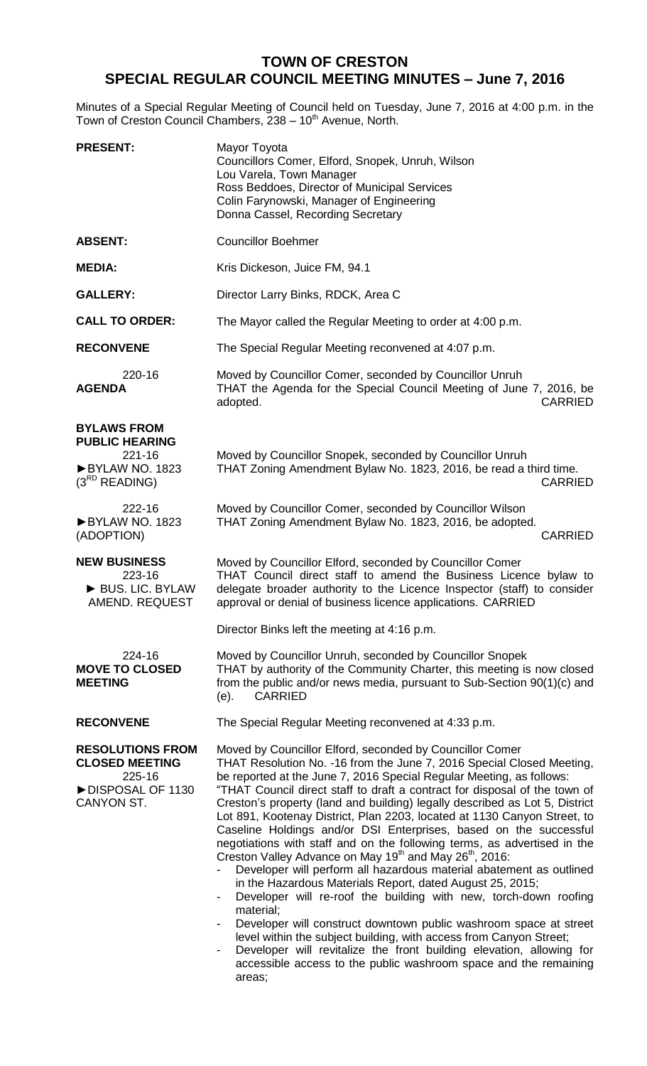# TOWN OF CRESTON
## SPECIAL REGULAR COUNCIL MEETING MINUTES – June 7, 2016

Minutes of a Special Regular Meeting of Council held on Tuesday, June 7, 2016 at 4:00 p.m. in the Town of Creston Council Chambers, 238 – 10th Avenue, North.

**PRESENT:** Mayor Toyota
Councillors Comer, Elford, Snopek, Unruh, Wilson
Lou Varela, Town Manager
Ross Beddoes, Director of Municipal Services
Colin Farynowski, Manager of Engineering
Donna Cassel, Recording Secretary

**ABSENT:** Councillor Boehmer

**MEDIA:** Kris Dickeson, Juice FM, 94.1

**GALLERY:** Director Larry Binks, RDCK, Area C

**CALL TO ORDER:** The Mayor called the Regular Meeting to order at 4:00 p.m.

**RECONVENE** The Special Regular Meeting reconvened at 4:07 p.m.

220-16
**AGENDA**

Moved by Councillor Comer, seconded by Councillor Unruh
THAT the Agenda for the Special Council Meeting of June 7, 2016, be adopted. CARRIED

**BYLAWS FROM PUBLIC HEARING**

221-16
►BYLAW NO. 1823 (3RD READING)

Moved by Councillor Snopek, seconded by Councillor Unruh
THAT Zoning Amendment Bylaw No. 1823, 2016, be read a third time. CARRIED

222-16
►BYLAW NO. 1823 (ADOPTION)

Moved by Councillor Comer, seconded by Councillor Wilson
THAT Zoning Amendment Bylaw No. 1823, 2016, be adopted. CARRIED

**NEW BUSINESS**

223-16
► BUS. LIC. BYLAW AMEND. REQUEST

Moved by Councillor Elford, seconded by Councillor Comer
THAT Council direct staff to amend the Business Licence bylaw to delegate broader authority to the Licence Inspector (staff) to consider approval or denial of business licence applications. CARRIED

Director Binks left the meeting at 4:16 p.m.

224-16
**MOVE TO CLOSED MEETING**

Moved by Councillor Unruh, seconded by Councillor Snopek
THAT by authority of the Community Charter, this meeting is now closed from the public and/or news media, pursuant to Sub-Section 90(1)(c) and (e). CARRIED

**RECONVENE** The Special Regular Meeting reconvened at 4:33 p.m.

**RESOLUTIONS FROM CLOSED MEETING**

225-16
►DISPOSAL OF 1130 CANYON ST.

Moved by Councillor Elford, seconded by Councillor Comer
THAT Resolution No. -16 from the June 7, 2016 Special Closed Meeting, be reported at the June 7, 2016 Special Regular Meeting, as follows:
"THAT Council direct staff to draft a contract for disposal of the town of Creston's property (land and building) legally described as Lot 5, District Lot 891, Kootenay District, Plan 2203, located at 1130 Canyon Street, to Caseline Holdings and/or DSI Enterprises, based on the successful negotiations with staff and on the following terms, as advertised in the Creston Valley Advance on May 19th and May 26th, 2016:

- Developer will perform all hazardous material abatement as outlined in the Hazardous Materials Report, dated August 25, 2015;
- Developer will re-roof the building with new, torch-down roofing material;
- Developer will construct downtown public washroom space at street level within the subject building, with access from Canyon Street;
- Developer will revitalize the front building elevation, allowing for accessible access to the public washroom space and the remaining areas;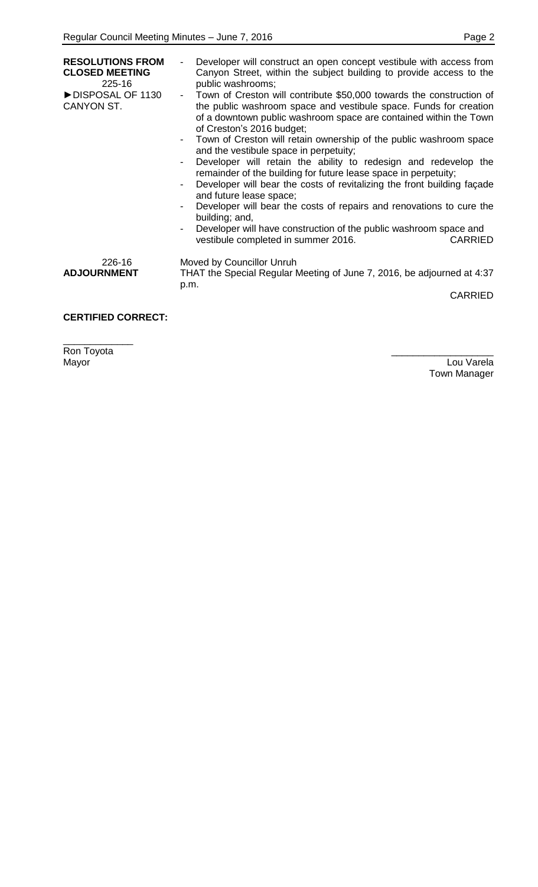**RESOLUTIONS FROM CLOSED MEETING**
225-16
►DISPOSAL OF 1130 CANYON ST.

- Developer will construct an open concept vestibule with access from Canyon Street, within the subject building to provide access to the public washrooms;
- Town of Creston will contribute $50,000 towards the construction of the public washroom space and vestibule space. Funds for creation of a downtown public washroom space are contained within the Town of Creston's 2016 budget;
- Town of Creston will retain ownership of the public washroom space and the vestibule space in perpetuity;
- Developer will retain the ability to redesign and redevelop the remainder of the building for future lease space in perpetuity;
- Developer will bear the costs of revitalizing the front building façade and future lease space;
- Developer will bear the costs of repairs and renovations to cure the building; and,
- Developer will have construction of the public washroom space and vestibule completed in summer 2016.

CARRIED

226-16
**ADJOURNMENT**

Moved by Councillor Unruh
THAT the Special Regular Meeting of June 7, 2016, be adjourned at 4:37 p.m.

CARRIED

**CERTIFIED CORRECT:**

\_\_\_\_\_\_\_\_\_\_\_\_\_\_
Ron Toyota
Mayor

\_\_\_\_\_\_\_\_\_\_\_\_\_\_\_\_\_\_\_\_
Lou Varela
Town Manager